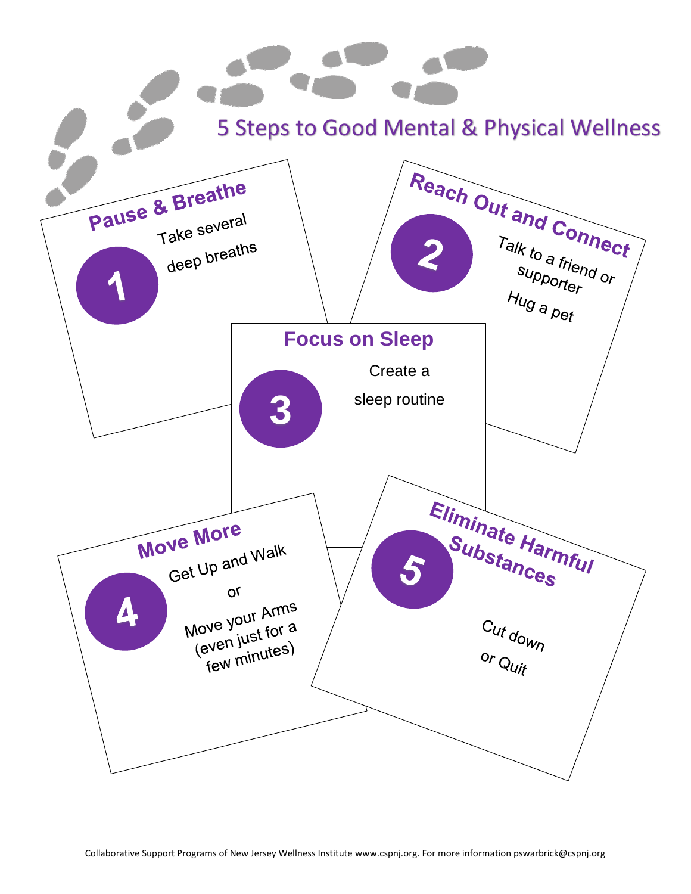# 5 Steps to Good Mental & Physical Wellness

## 1 Pause & Breathe

Take several deep breaths

## 2 Reach Out and Connect

Talk to a friend or supporter

Hug a pet

## 3 Focus on Sleep

Create a sleep routine

## 4 Move More

Get Up and Walk

or

Move your Arms (even just for a few minutes)

## 5 Eliminate Harmful Substances

Cut down or Quit

Collaborative Support Programs of New Jersey Wellness Institute www.cspnj.org. For more information pswarbrick@cspnj.org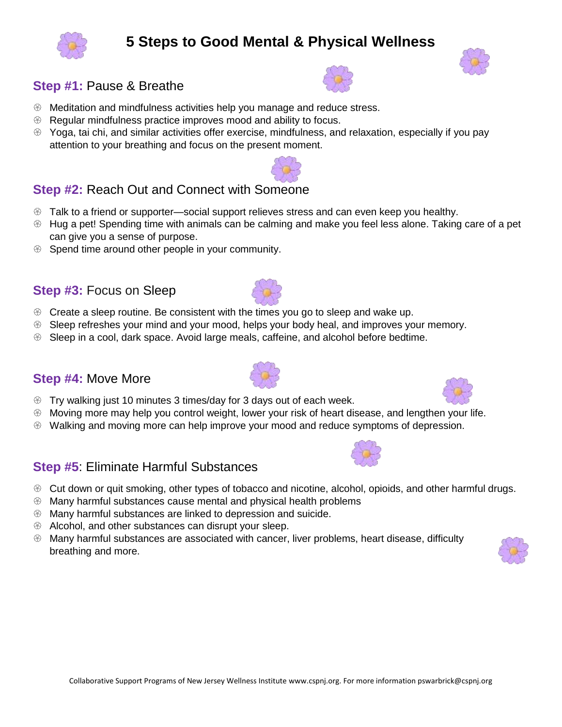# 5 Steps to Good Mental & Physical Wellness

## **Step #1:** Pause & Breathe

- Meditation and mindfulness activities help you manage and reduce stress.
- Regular mindfulness practice improves mood and ability to focus.
- Yoga, tai chi, and similar activities offer exercise, mindfulness, and relaxation, especially if you pay attention to your breathing and focus on the present moment.

## **Step #2:** Reach Out and Connect with Someone

- Talk to a friend or supporter—social support relieves stress and can even keep you healthy.
- Hug a pet! Spending time with animals can be calming and make you feel less alone. Taking care of a pet can give you a sense of purpose.
- Spend time around other people in your community.

## **Step #3:** Focus on Sleep

- Create a sleep routine. Be consistent with the times you go to sleep and wake up.
- Sleep refreshes your mind and your mood, helps your body heal, and improves your memory.
- Sleep in a cool, dark space. Avoid large meals, caffeine, and alcohol before bedtime.

## **Step #4:** Move More

- Try walking just 10 minutes 3 times/day for 3 days out of each week.
- Moving more may help you control weight, lower your risk of heart disease, and lengthen your life.
- Walking and moving more can help improve your mood and reduce symptoms of depression.

## **Step #5**: Eliminate Harmful Substances

- Cut down or quit smoking, other types of tobacco and nicotine, alcohol, opioids, and other harmful drugs.
- Many harmful substances cause mental and physical health problems
- Many harmful substances are linked to depression and suicide.
- Alcohol, and other substances can disrupt your sleep.
- Many harmful substances are associated with cancer, liver problems, heart disease, difficulty breathing and more.

Collaborative Support Programs of New Jersey Wellness Institute www.cspnj.org. For more information pswarbrick@cspnj.org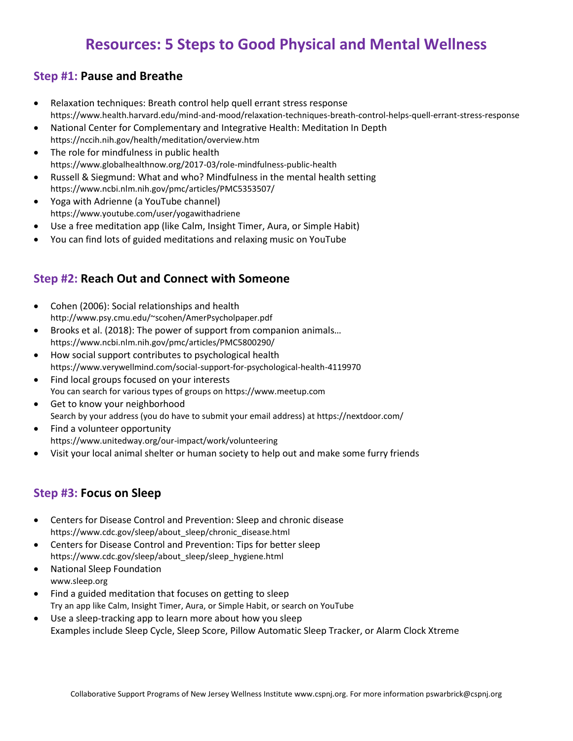# Resources: 5 Steps to Good Physical and Mental Wellness

## Step #1: Pause and Breathe

- Relaxation techniques: Breath control help quell errant stress response
  https://www.health.harvard.edu/mind-and-mood/relaxation-techniques-breath-control-helps-quell-errant-stress-response
- National Center for Complementary and Integrative Health: Meditation In Depth
  https://nccih.nih.gov/health/meditation/overview.htm
- The role for mindfulness in public health
  https://www.globalhealthnow.org/2017-03/role-mindfulness-public-health
- Russell & Siegmund: What and who? Mindfulness in the mental health setting
  https://www.ncbi.nlm.nih.gov/pmc/articles/PMC5353507/
- Yoga with Adrienne (a YouTube channel)
  https://www.youtube.com/user/yogawithadriene
- Use a free meditation app (like Calm, Insight Timer, Aura, or Simple Habit)
- You can find lots of guided meditations and relaxing music on YouTube

## Step #2: Reach Out and Connect with Someone

- Cohen (2006): Social relationships and health
  http://www.psy.cmu.edu/~scohen/AmerPsycholpaper.pdf
- Brooks et al. (2018): The power of support from companion animals…
  https://www.ncbi.nlm.nih.gov/pmc/articles/PMC5800290/
- How social support contributes to psychological health
  https://www.verywellmind.com/social-support-for-psychological-health-4119970
- Find local groups focused on your interests
  You can search for various types of groups on https://www.meetup.com
- Get to know your neighborhood
  Search by your address (you do have to submit your email address) at https://nextdoor.com/
- Find a volunteer opportunity
  https://www.unitedway.org/our-impact/work/volunteering
- Visit your local animal shelter or human society to help out and make some furry friends

## Step #3: Focus on Sleep

- Centers for Disease Control and Prevention: Sleep and chronic disease
  https://www.cdc.gov/sleep/about_sleep/chronic_disease.html
- Centers for Disease Control and Prevention: Tips for better sleep
  https://www.cdc.gov/sleep/about_sleep/sleep_hygiene.html
- National Sleep Foundation
  www.sleep.org
- Find a guided meditation that focuses on getting to sleep
  Try an app like Calm, Insight Timer, Aura, or Simple Habit, or search on YouTube
- Use a sleep-tracking app to learn more about how you sleep
  Examples include Sleep Cycle, Sleep Score, Pillow Automatic Sleep Tracker, or Alarm Clock Xtreme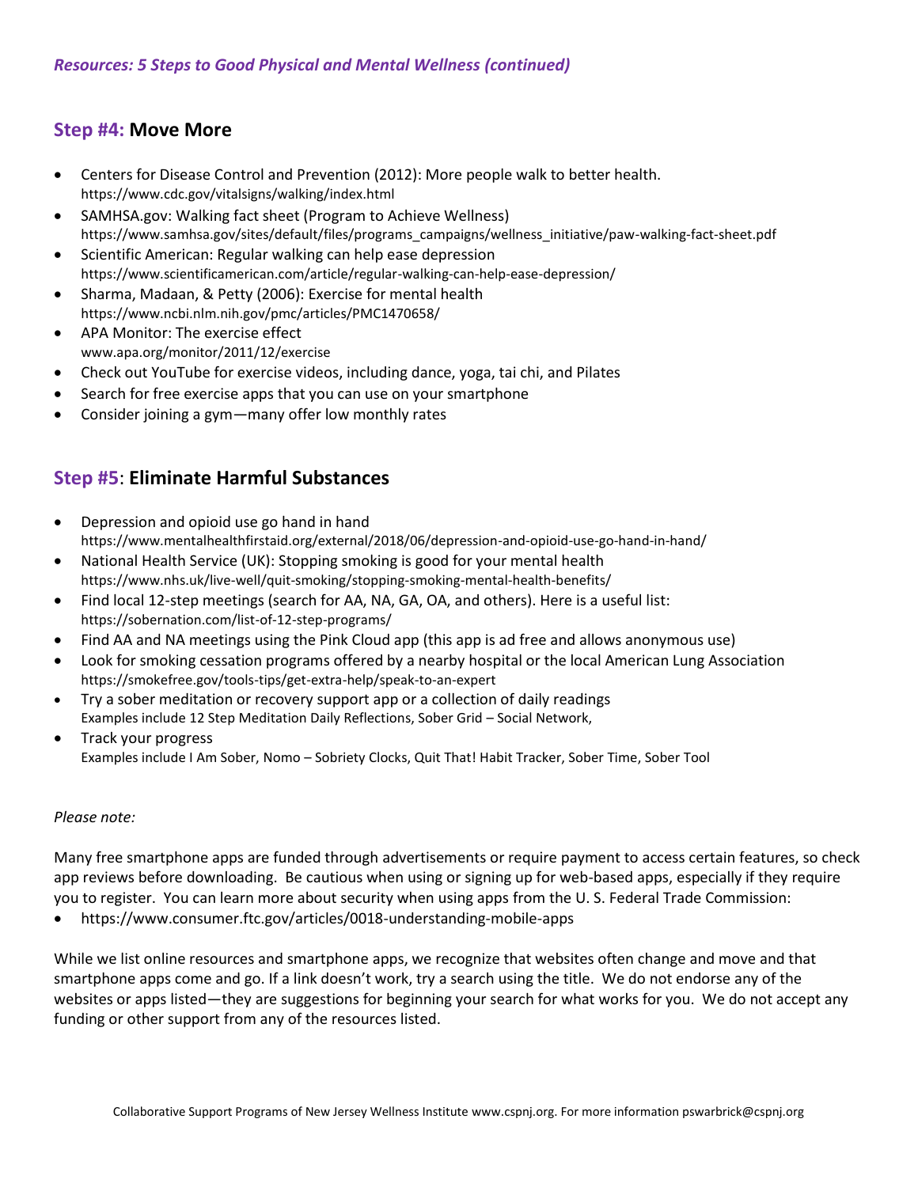*Resources: 5 Steps to Good Physical and Mental Wellness (continued)*

## Step #4: Move More

- Centers for Disease Control and Prevention (2012): More people walk to better health.
  https://www.cdc.gov/vitalsigns/walking/index.html
- SAMHSA.gov: Walking fact sheet (Program to Achieve Wellness)
  https://www.samhsa.gov/sites/default/files/programs_campaigns/wellness_initiative/paw-walking-fact-sheet.pdf
- Scientific American: Regular walking can help ease depression
  https://www.scientificamerican.com/article/regular-walking-can-help-ease-depression/
- Sharma, Madaan, & Petty (2006): Exercise for mental health
  https://www.ncbi.nlm.nih.gov/pmc/articles/PMC1470658/
- APA Monitor: The exercise effect
  www.apa.org/monitor/2011/12/exercise
- Check out YouTube for exercise videos, including dance, yoga, tai chi, and Pilates
- Search for free exercise apps that you can use on your smartphone
- Consider joining a gym—many offer low monthly rates

## Step #5: Eliminate Harmful Substances

- Depression and opioid use go hand in hand
  https://www.mentalhealthfirstaid.org/external/2018/06/depression-and-opioid-use-go-hand-in-hand/
- National Health Service (UK): Stopping smoking is good for your mental health
  https://www.nhs.uk/live-well/quit-smoking/stopping-smoking-mental-health-benefits/
- Find local 12-step meetings (search for AA, NA, GA, OA, and others). Here is a useful list:
  https://sobernation.com/list-of-12-step-programs/
- Find AA and NA meetings using the Pink Cloud app (this app is ad free and allows anonymous use)
- Look for smoking cessation programs offered by a nearby hospital or the local American Lung Association
  https://smokefree.gov/tools-tips/get-extra-help/speak-to-an-expert
- Try a sober meditation or recovery support app or a collection of daily readings
  Examples include 12 Step Meditation Daily Reflections, Sober Grid – Social Network,
- Track your progress
  Examples include I Am Sober, Nomo – Sobriety Clocks, Quit That! Habit Tracker, Sober Time, Sober Tool

*Please note:*

Many free smartphone apps are funded through advertisements or require payment to access certain features, so check app reviews before downloading. Be cautious when using or signing up for web-based apps, especially if they require you to register. You can learn more about security when using apps from the U. S. Federal Trade Commission:

- https://www.consumer.ftc.gov/articles/0018-understanding-mobile-apps

While we list online resources and smartphone apps, we recognize that websites often change and move and that smartphone apps come and go. If a link doesn't work, try a search using the title. We do not endorse any of the websites or apps listed—they are suggestions for beginning your search for what works for you. We do not accept any funding or other support from any of the resources listed.

Collaborative Support Programs of New Jersey Wellness Institute www.cspnj.org. For more information pswarbrick@cspnj.org